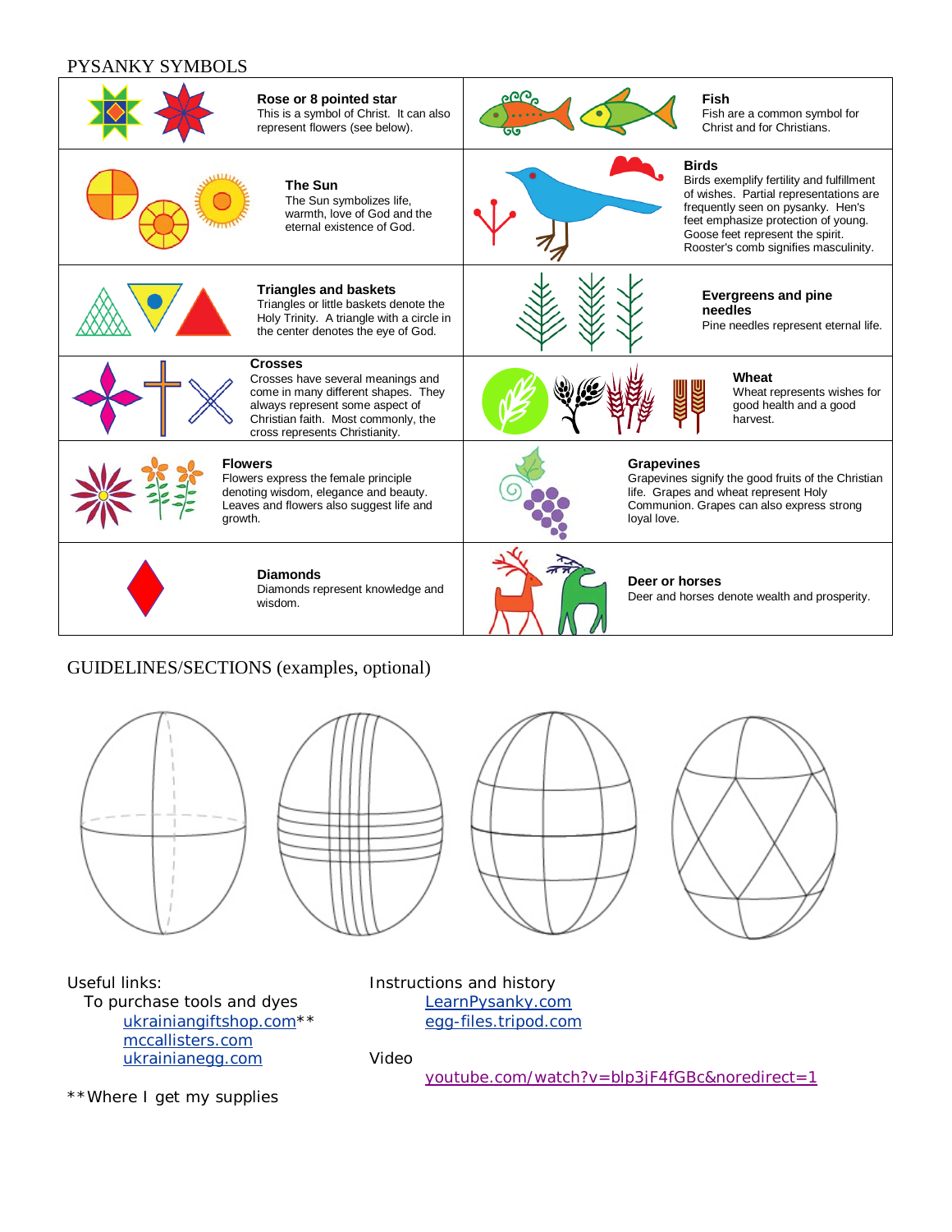# PYSANKY SYMBOLS

| | |
|---|---|
| **Rose or 8 pointed star**<br>This is a symbol of Christ. It can also represent flowers (see below). | **Fish**<br>Fish are a common symbol for Christ and for Christians. |
| **The Sun**<br>The Sun symbolizes life, warmth, love of God and the eternal existence of God. | **Birds**<br>Birds exemplify fertility and fulfillment of wishes. Partial representations are frequently seen on pysanky. Hen's feet emphasize protection of young. Goose feet represent the spirit. Rooster's comb signifies masculinity. |
| **Triangles and baskets**<br>Triangles or little baskets denote the Holy Trinity. A triangle with a circle in the center denotes the eye of God. | **Evergreens and pine needles**<br>Pine needles represent eternal life. |
| **Crosses**<br>Crosses have several meanings and come in many different shapes. They always represent some aspect of Christian faith. Most commonly, the cross represents Christianity. | **Wheat**<br>Wheat represents wishes for good health and a good harvest. |
| **Flowers**<br>Flowers express the female principle denoting wisdom, elegance and beauty. Leaves and flowers also suggest life and growth. | **Grapevines**<br>Grapevines signify the good fruits of the Christian life. Grapes and wheat represent Holy Communion. Grapes can also express strong loyal love. |
| **Diamonds**<br>Diamonds represent knowledge and wisdom. | **Deer or horses**<br>Deer and horses denote wealth and prosperity. |

# GUIDELINES/SECTIONS (examples, optional)

Useful links:

To purchase tools and dyes

- ukrainiangiftshop.com**
- mccallisters.com
- ukrainianegg.com

**Where I get my supplies

Instructions and history

- LearnPysanky.com
- egg-files.tripod.com

Video

- youtube.com/watch?v=bIp3jF4fGBc&noredirect=1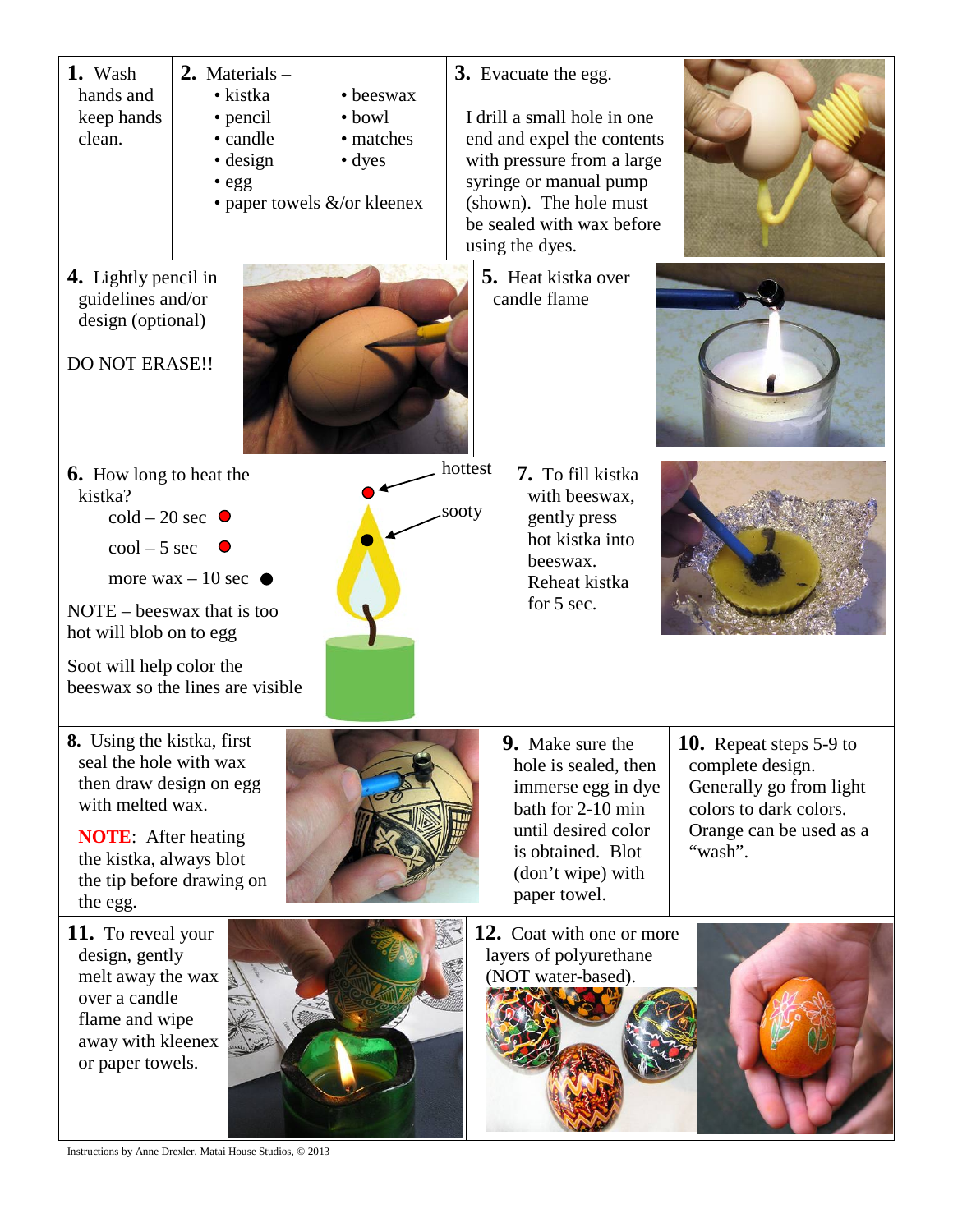**1.** Wash hands and keep hands clean.

**2.** Materials –

- kistka
- pencil
- candle
- design
- egg
- paper towels &/or kleenex
- beeswax
- bowl
- matches
- dyes

**3.** Evacuate the egg.

I drill a small hole in one end and expel the contents with pressure from a large syringe or manual pump (shown). The hole must be sealed with wax before using the dyes.

**4.** Lightly pencil in guidelines and/or design (optional)

DO NOT ERASE!!

**5.** Heat kistka over candle flame

**6.** How long to heat the kistka?

cold – 20 sec

cool – 5 sec

more wax – 10 sec

NOTE – beeswax that is too hot will blob on to egg

Soot will help color the beeswax so the lines are visible

hottest

sooty

**7.** To fill kistka with beeswax, gently press hot kistka into beeswax. Reheat kistka for 5 sec.

**8.** Using the kistka, first seal the hole with wax then draw design on egg with melted wax.

**NOTE**: After heating the kistka, always blot the tip before drawing on the egg.

**9.** Make sure the hole is sealed, then immerse egg in dye bath for 2-10 min until desired color is obtained. Blot (don't wipe) with paper towel.

**10.** Repeat steps 5-9 to complete design. Generally go from light colors to dark colors. Orange can be used as a "wash".

**11.** To reveal your design, gently melt away the wax over a candle flame and wipe away with kleenex or paper towels.

**12.** Coat with one or more layers of polyurethane (NOT water-based).

Instructions by Anne Drexler, Matai House Studios, © 2013